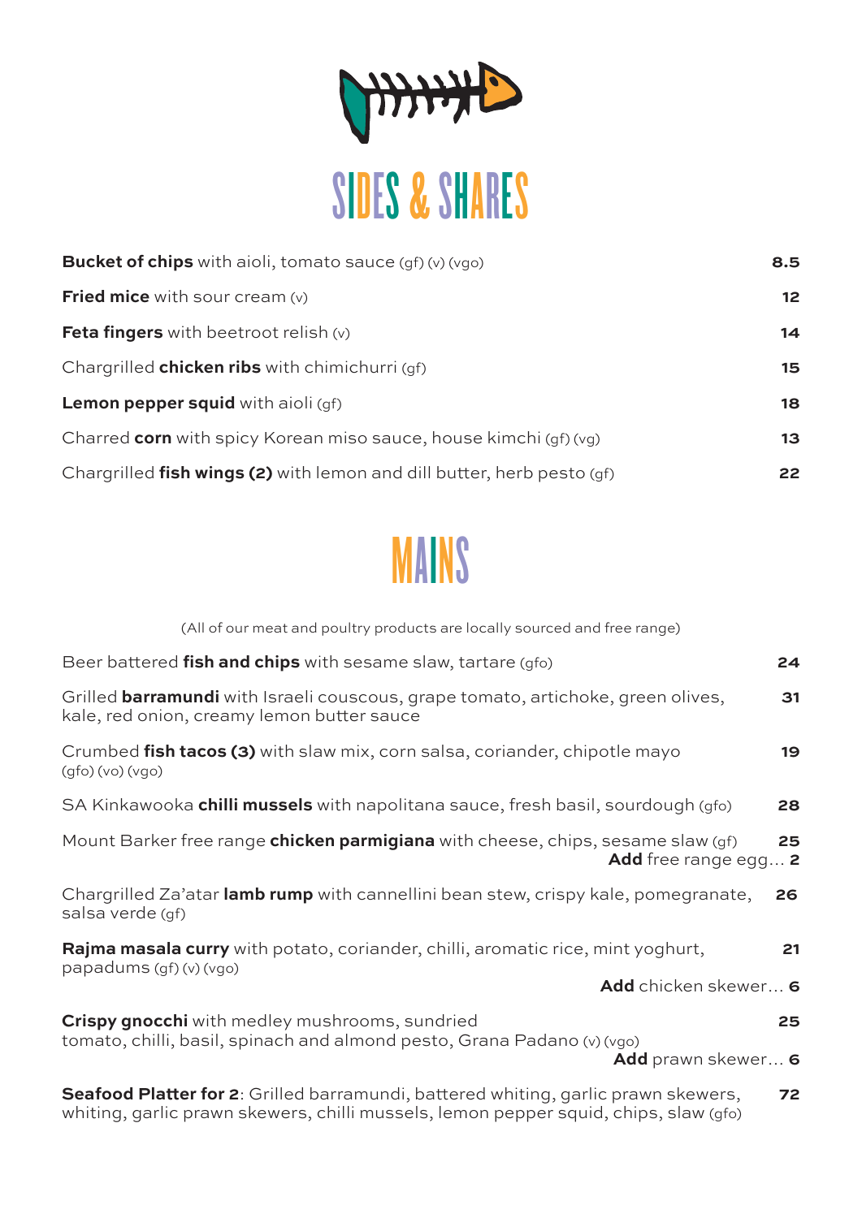# SIDES & SHARES

| Item | Price |
|---|---|
| **Bucket of chips** with aioli, tomato sauce (gf) (v) (vgo) | **8.5** |
| **Fried mice** with sour cream (v) | **12** |
| **Feta fingers** with beetroot relish (v) | **14** |
| Chargrilled **chicken ribs** with chimichurri (gf) | **15** |
| **Lemon pepper squid** with aioli (gf) | **18** |
| Charred **corn** with spicy Korean miso sauce, house kimchi (gf) (vg) | **13** |
| Chargrilled **fish wings (2)** with lemon and dill butter, herb pesto (gf) | **22** |

# MAINS

(All of our meat and poultry products are locally sourced and free range)

| Item | Price |
|---|---|
| Beer battered **fish and chips** with sesame slaw, tartare (gfo) | **24** |
| Grilled **barramundi** with Israeli couscous, grape tomato, artichoke, green olives, kale, red onion, creamy lemon butter sauce | **31** |
| Crumbed **fish tacos (3)** with slaw mix, corn salsa, coriander, chipotle mayo (gfo) (vo) (vgo) | **19** |
| SA Kinkawooka **chilli mussels** with napolitana sauce, fresh basil, sourdough (gfo) | **28** |
| Mount Barker free range **chicken parmigiana** with cheese, chips, sesame slaw (gf) | **25** |
| **Add** free range egg… | **2** |
| Chargrilled Za'atar **lamb rump** with cannellini bean stew, crispy kale, pomegranate, salsa verde (gf) | **26** |
| **Rajma masala curry** with potato, coriander, chilli, aromatic rice, mint yoghurt, papadums (gf) (v) (vgo) | **21** |
| **Add** chicken skewer… | **6** |
| **Crispy gnocchi** with medley mushrooms, sundried tomato, chilli, basil, spinach and almond pesto, Grana Padano (v) (vgo) | **25** |
| **Add** prawn skewer… | **6** |
| **Seafood Platter for 2**: Grilled barramundi, battered whiting, garlic prawn skewers, whiting, garlic prawn skewers, chilli mussels, lemon pepper squid, chips, slaw (gfo) | **72** |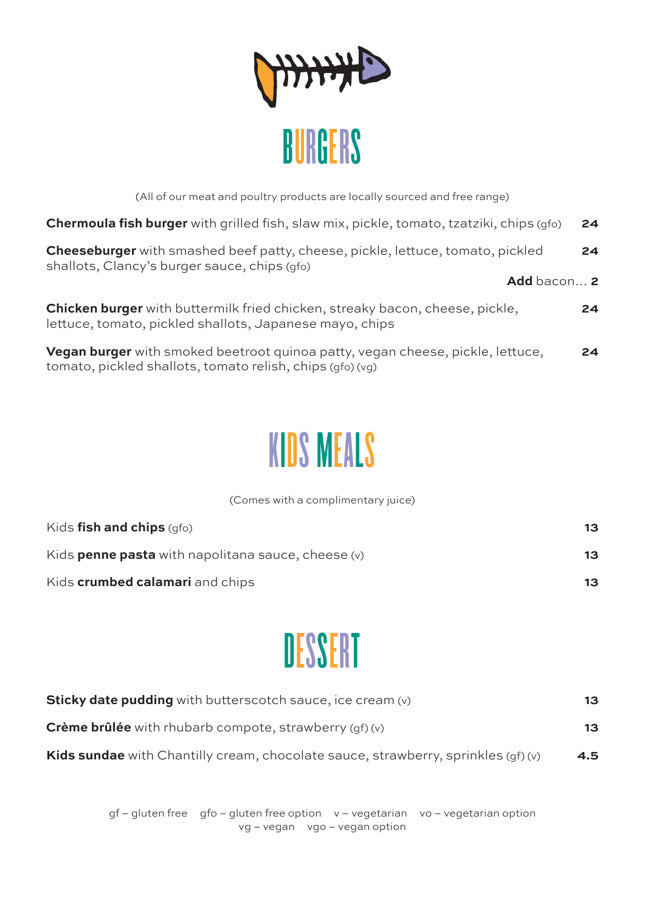# BURGERS

(All of our meat and poultry products are locally sourced and free range)

**Chermoula fish burger** with grilled fish, slaw mix, pickle, tomato, tzatziki, chips (gfo) **24**

**Cheeseburger** with smashed beef patty, cheese, pickle, lettuce, tomato, pickled shallots, Clancy's burger sauce, chips (gfo) **24**

**Add** bacon… **2**

**Chicken burger** with buttermilk fried chicken, streaky bacon, cheese, pickle, lettuce, tomato, pickled shallots, Japanese mayo, chips **24**

**Vegan burger** with smoked beetroot quinoa patty, vegan cheese, pickle, lettuce, tomato, pickled shallots, tomato relish, chips (gfo) (vg) **24**

# KIDS MEALS

(Comes with a complimentary juice)

Kids **fish and chips** (gfo) **13**

Kids **penne pasta** with napolitana sauce, cheese (v) **13**

Kids **crumbed calamari** and chips **13**

# DESSERT

**Sticky date pudding** with butterscotch sauce, ice cream (v) **13**

**Crème brûlée** with rhubarb compote, strawberry (gf) (v) **13**

**Kids sundae** with Chantilly cream, chocolate sauce, strawberry, sprinkles (gf) (v) **4.5**

gf – gluten free gfo – gluten free option v – vegetarian vo – vegetarian option vg – vegan vgo – vegan option